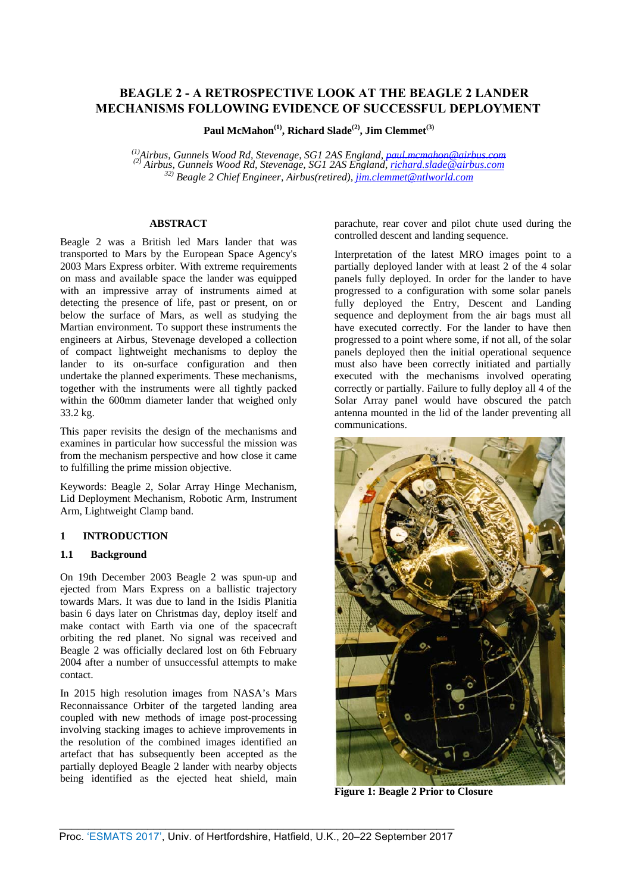# BEAGLE 2 - A RETROSPECTIVE LOOK AT THE BEAGLE 2 LANDER MECHANISMS FOLLOWING EVIDENCE OF SUCCESSFUL DEPLOYMENT

**Paul McMahon[1], Richard Slade[2], Jim Clemmet[3]**

*[1] Airbus, Gunnels Wood Rd, Stevenage, SG1 2AS England, paul.mcmahon@airbus.com*
*[2] Airbus, Gunnels Wood Rd, Stevenage, SG1 2AS England, richard.slade@airbus.com*
*[32] Beagle 2 Chief Engineer, Airbus(retired), jim.clemmet@ntlworld.com*

## ABSTRACT

Beagle 2 was a British led Mars lander that was transported to Mars by the European Space Agency's 2003 Mars Express orbiter. With extreme requirements on mass and available space the lander was equipped with an impressive array of instruments aimed at detecting the presence of life, past or present, on or below the surface of Mars, as well as studying the Martian environment. To support these instruments the engineers at Airbus, Stevenage developed a collection of compact lightweight mechanisms to deploy the lander to its on-surface configuration and then undertake the planned experiments. These mechanisms, together with the instruments were all tightly packed within the 600mm diameter lander that weighed only 33.2 kg.

This paper revisits the design of the mechanisms and examines in particular how successful the mission was from the mechanism perspective and how close it came to fulfilling the prime mission objective.

Keywords: Beagle 2, Solar Array Hinge Mechanism, Lid Deployment Mechanism, Robotic Arm, Instrument Arm, Lightweight Clamp band.

## 1 INTRODUCTION

### 1.1 Background

On 19th December 2003 Beagle 2 was spun-up and ejected from Mars Express on a ballistic trajectory towards Mars. It was due to land in the Isidis Planitia basin 6 days later on Christmas day, deploy itself and make contact with Earth via one of the spacecraft orbiting the red planet. No signal was received and Beagle 2 was officially declared lost on 6th February 2004 after a number of unsuccessful attempts to make contact.

In 2015 high resolution images from NASA's Mars Reconnaissance Orbiter of the targeted landing area coupled with new methods of image post-processing involving stacking images to achieve improvements in the resolution of the combined images identified an artefact that has subsequently been accepted as the partially deployed Beagle 2 lander with nearby objects being identified as the ejected heat shield, main parachute, rear cover and pilot chute used during the controlled descent and landing sequence.

Interpretation of the latest MRO images point to a partially deployed lander with at least 2 of the 4 solar panels fully deployed. In order for the lander to have progressed to a configuration with some solar panels fully deployed the Entry, Descent and Landing sequence and deployment from the air bags must all have executed correctly. For the lander to have then progressed to a point where some, if not all, of the solar panels deployed then the initial operational sequence must also have been correctly initiated and partially executed with the mechanisms involved operating correctly or partially. Failure to fully deploy all 4 of the Solar Array panel would have obscured the patch antenna mounted in the lid of the lander preventing all communications.

**Figure 1: Beagle 2 Prior to Closure**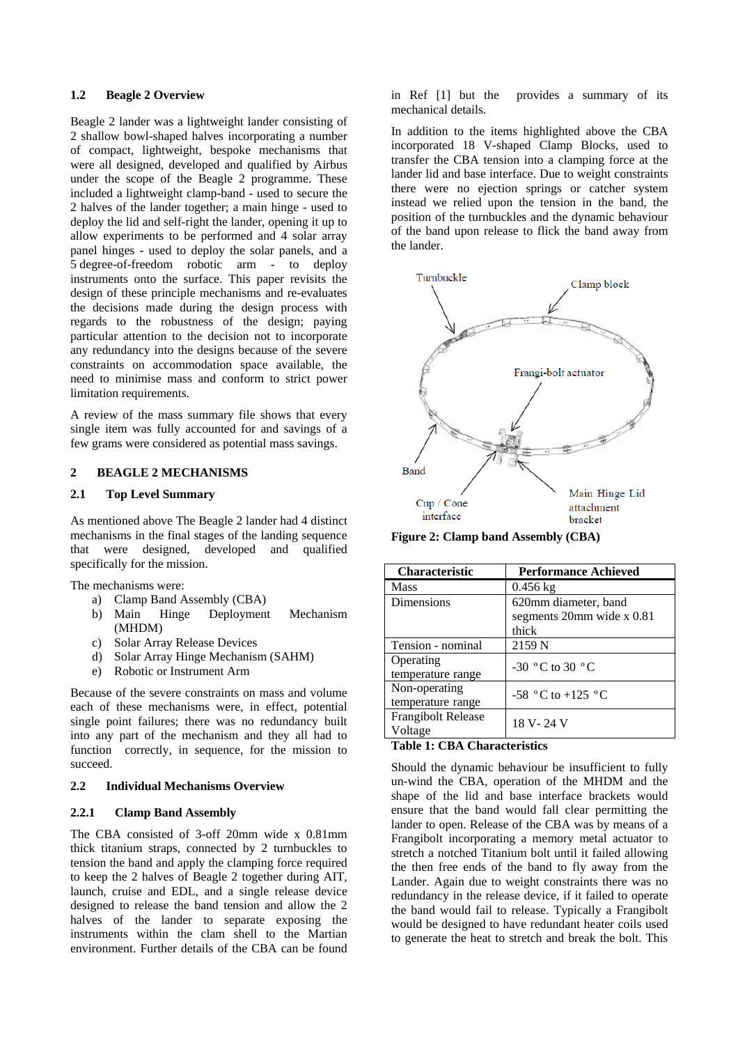### 1.2 Beagle 2 Overview

Beagle 2 lander was a lightweight lander consisting of 2 shallow bowl-shaped halves incorporating a number of compact, lightweight, bespoke mechanisms that were all designed, developed and qualified by Airbus under the scope of the Beagle 2 programme. These included a lightweight clamp-band - used to secure the 2 halves of the lander together; a main hinge - used to deploy the lid and self-right the lander, opening it up to allow experiments to be performed and 4 solar array panel hinges - used to deploy the solar panels, and a 5 degree-of-freedom robotic arm - to deploy instruments onto the surface. This paper revisits the design of these principle mechanisms and re-evaluates the decisions made during the design process with regards to the robustness of the design; paying particular attention to the decision not to incorporate any redundancy into the designs because of the severe constraints on accommodation space available, the need to minimise mass and conform to strict power limitation requirements.

A review of the mass summary file shows that every single item was fully accounted for and savings of a few grams were considered as potential mass savings.

## 2 BEAGLE 2 MECHANISMS

### 2.1 Top Level Summary

As mentioned above The Beagle 2 lander had 4 distinct mechanisms in the final stages of the landing sequence that were designed, developed and qualified specifically for the mission.

The mechanisms were:

a) Clamp Band Assembly (CBA)
b) Main Hinge Deployment Mechanism (MHDM)
c) Solar Array Release Devices
d) Solar Array Hinge Mechanism (SAHM)
e) Robotic or Instrument Arm

Because of the severe constraints on mass and volume each of these mechanisms were, in effect, potential single point failures; there was no redundancy built into any part of the mechanism and they all had to function correctly, in sequence, for the mission to succeed.

### 2.2 Individual Mechanisms Overview

#### 2.2.1 Clamp Band Assembly

The CBA consisted of 3-off 20mm wide x 0.81mm thick titanium straps, connected by 2 turnbuckles to tension the band and apply the clamping force required to keep the 2 halves of Beagle 2 together during AIT, launch, cruise and EDL, and a single release device designed to release the band tension and allow the 2 halves of the lander to separate exposing the instruments within the clam shell to the Martian environment. Further details of the CBA can be found in Ref [1] but the provides a summary of its mechanical details.

In addition to the items highlighted above the CBA incorporated 18 V-shaped Clamp Blocks, used to transfer the CBA tension into a clamping force at the lander lid and base interface. Due to weight constraints there were no ejection springs or catcher system instead we relied upon the tension in the band, the position of the turnbuckles and the dynamic behaviour of the band upon release to flick the band away from the lander.

Turnbuckle
Clamp block
Frangi-bolt actuator
Band
Cup / Cone interface
Main Hinge Lid attachment bracket

**Figure 2: Clamp band Assembly (CBA)**

| Characteristic | Performance Achieved |
|---|---|
| Mass | 0.456 kg |
| Dimensions | 620mm diameter, band segments 20mm wide x 0.81 thick |
| Tension - nominal | 2159 N |
| Operating temperature range | -30 °C to 30 °C |
| Non-operating temperature range | -58 °C to +125 °C |
| Frangibolt Release Voltage | 18 V- 24 V |

**Table 1: CBA Characteristics**

Should the dynamic behaviour be insufficient to fully un-wind the CBA, operation of the MHDM and the shape of the lid and base interface brackets would ensure that the band would fall clear permitting the lander to open. Release of the CBA was by means of a Frangibolt incorporating a memory metal actuator to stretch a notched Titanium bolt until it failed allowing the then free ends of the band to fly away from the Lander. Again due to weight constraints there was no redundancy in the release device, if it failed to operate the band would fail to release. Typically a Frangibolt would be designed to have redundant heater coils used to generate the heat to stretch and break the bolt. This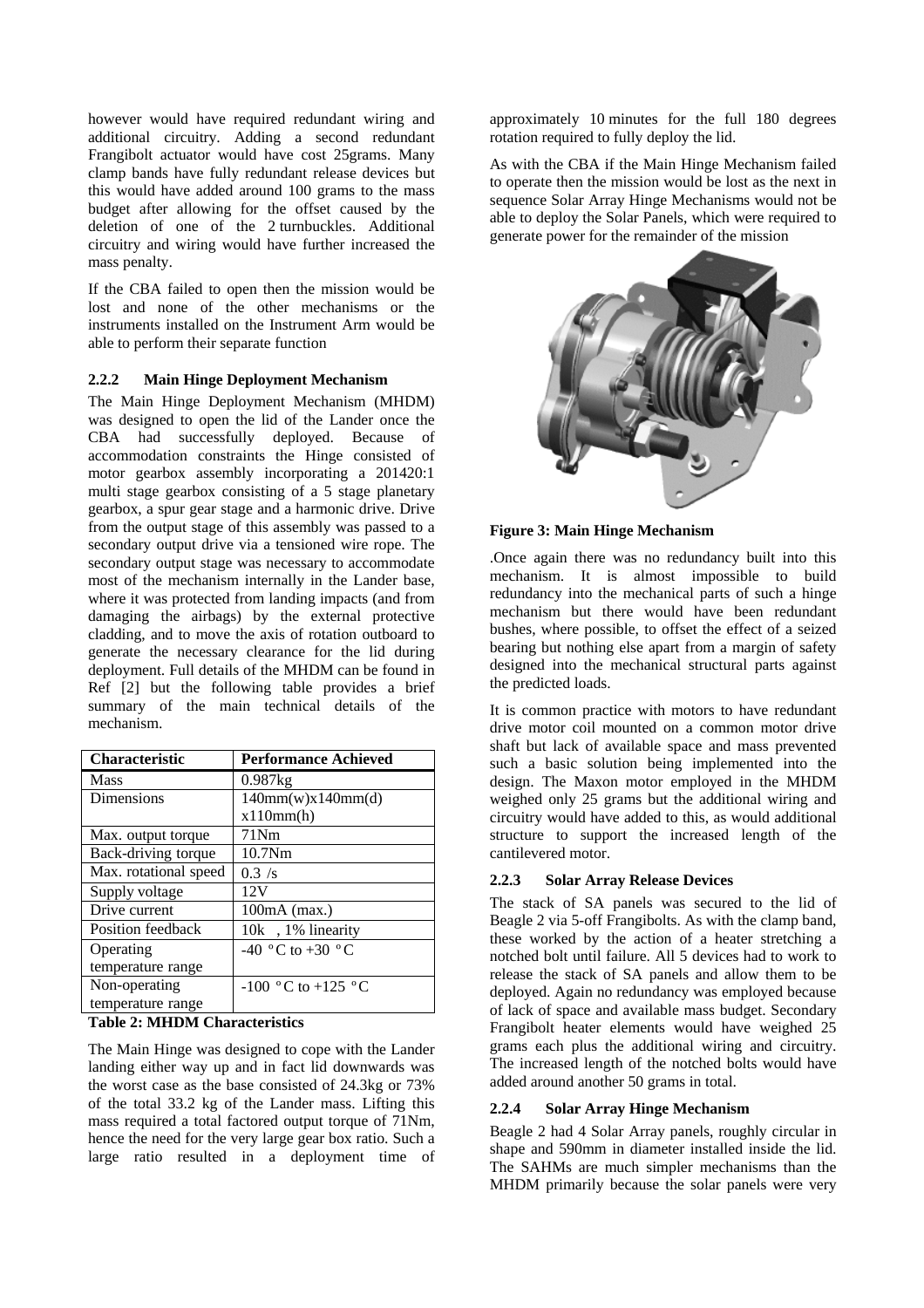however would have required redundant wiring and additional circuitry. Adding a second redundant Frangibolt actuator would have cost 25grams. Many clamp bands have fully redundant release devices but this would have added around 100 grams to the mass budget after allowing for the offset caused by the deletion of one of the 2 turnbuckles. Additional circuitry and wiring would have further increased the mass penalty.

If the CBA failed to open then the mission would be lost and none of the other mechanisms or the instruments installed on the Instrument Arm would be able to perform their separate function

### 2.2.2 Main Hinge Deployment Mechanism

The Main Hinge Deployment Mechanism (MHDM) was designed to open the lid of the Lander once the CBA had successfully deployed. Because of accommodation constraints the Hinge consisted of motor gearbox assembly incorporating a 201420:1 multi stage gearbox consisting of a 5 stage planetary gearbox, a spur gear stage and a harmonic drive. Drive from the output stage of this assembly was passed to a secondary output drive via a tensioned wire rope. The secondary output stage was necessary to accommodate most of the mechanism internally in the Lander base, where it was protected from landing impacts (and from damaging the airbags) by the external protective cladding, and to move the axis of rotation outboard to generate the necessary clearance for the lid during deployment. Full details of the MHDM can be found in Ref [2] but the following table provides a brief summary of the main technical details of the mechanism.

| Characteristic | Performance Achieved |
|---|---|
| Mass | 0.987kg |
| Dimensions | 140mm(w)x140mm(d) x110mm(h) |
| Max. output torque | 71Nm |
| Back-driving torque | 10.7Nm |
| Max. rotational speed | 0.3 /s |
| Supply voltage | 12V |
| Drive current | 100mA (max.) |
| Position feedback | 10k , 1% linearity |
| Operating temperature range | -40 °C to +30 °C |
| Non-operating temperature range | -100 °C to +125 °C |

**Table 2: MHDM Characteristics**

The Main Hinge was designed to cope with the Lander landing either way up and in fact lid downwards was the worst case as the base consisted of 24.3kg or 73% of the total 33.2 kg of the Lander mass. Lifting this mass required a total factored output torque of 71Nm, hence the need for the very large gear box ratio. Such a large ratio resulted in a deployment time of approximately 10 minutes for the full 180 degrees rotation required to fully deploy the lid.

As with the CBA if the Main Hinge Mechanism failed to operate then the mission would be lost as the next in sequence Solar Array Hinge Mechanisms would not be able to deploy the Solar Panels, which were required to generate power for the remainder of the mission

**Figure 3: Main Hinge Mechanism**

.Once again there was no redundancy built into this mechanism. It is almost impossible to build redundancy into the mechanical parts of such a hinge mechanism but there would have been redundant bushes, where possible, to offset the effect of a seized bearing but nothing else apart from a margin of safety designed into the mechanical structural parts against the predicted loads.

It is common practice with motors to have redundant drive motor coil mounted on a common motor drive shaft but lack of available space and mass prevented such a basic solution being implemented into the design. The Maxon motor employed in the MHDM weighed only 25 grams but the additional wiring and circuitry would have added to this, as would additional structure to support the increased length of the cantilevered motor.

### 2.2.3 Solar Array Release Devices

The stack of SA panels was secured to the lid of Beagle 2 via 5-off Frangibolts. As with the clamp band, these worked by the action of a heater stretching a notched bolt until failure. All 5 devices had to work to release the stack of SA panels and allow them to be deployed. Again no redundancy was employed because of lack of space and available mass budget. Secondary Frangibolt heater elements would have weighed 25 grams each plus the additional wiring and circuitry. The increased length of the notched bolts would have added around another 50 grams in total.

### 2.2.4 Solar Array Hinge Mechanism

Beagle 2 had 4 Solar Array panels, roughly circular in shape and 590mm in diameter installed inside the lid. The SAHMs are much simpler mechanisms than the MHDM primarily because the solar panels were very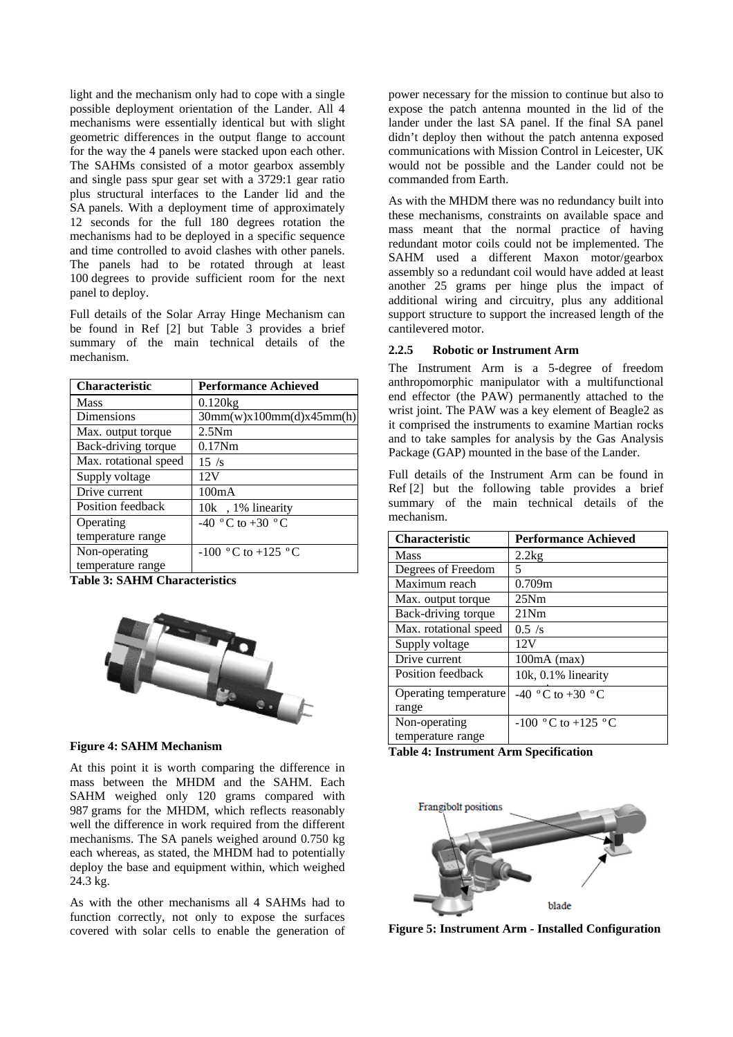light and the mechanism only had to cope with a single possible deployment orientation of the Lander. All 4 mechanisms were essentially identical but with slight geometric differences in the output flange to account for the way the 4 panels were stacked upon each other. The SAHMs consisted of a motor gearbox assembly and single pass spur gear set with a 3729:1 gear ratio plus structural interfaces to the Lander lid and the SA panels. With a deployment time of approximately 12 seconds for the full 180 degrees rotation the mechanisms had to be deployed in a specific sequence and time controlled to avoid clashes with other panels. The panels had to be rotated through at least 100 degrees to provide sufficient room for the next panel to deploy.

Full details of the Solar Array Hinge Mechanism can be found in Ref [2] but Table 3 provides a brief summary of the main technical details of the mechanism.

| Characteristic | Performance Achieved |
|---|---|
| Mass | 0.120kg |
| Dimensions | 30mm(w)x100mm(d)x45mm(h) |
| Max. output torque | 2.5Nm |
| Back-driving torque | 0.17Nm |
| Max. rotational speed | 15 /s |
| Supply voltage | 12V |
| Drive current | 100mA |
| Position feedback | 10k , 1% linearity |
| Operating temperature range | -40 °C to +30 °C |
| Non-operating temperature range | -100 °C to +125 °C |

**Table 3: SAHM Characteristics**

**Figure 4: SAHM Mechanism**

At this point it is worth comparing the difference in mass between the MHDM and the SAHM. Each SAHM weighed only 120 grams compared with 987 grams for the MHDM, which reflects reasonably well the difference in work required from the different mechanisms. The SA panels weighed around 0.750 kg each whereas, as stated, the MHDM had to potentially deploy the base and equipment within, which weighed 24.3 kg.

As with the other mechanisms all 4 SAHMs had to function correctly, not only to expose the surfaces covered with solar cells to enable the generation of power necessary for the mission to continue but also to expose the patch antenna mounted in the lid of the lander under the last SA panel. If the final SA panel didn't deploy then without the patch antenna exposed communications with Mission Control in Leicester, UK would not be possible and the Lander could not be commanded from Earth.

As with the MHDM there was no redundancy built into these mechanisms, constraints on available space and mass meant that the normal practice of having redundant motor coils could not be implemented. The SAHM used a different Maxon motor/gearbox assembly so a redundant coil would have added at least another 25 grams per hinge plus the impact of additional wiring and circuitry, plus any additional support structure to support the increased length of the cantilevered motor.

### 2.2.5 Robotic or Instrument Arm

The Instrument Arm is a 5-degree of freedom anthropomorphic manipulator with a multifunctional end effector (the PAW) permanently attached to the wrist joint. The PAW was a key element of Beagle2 as it comprised the instruments to examine Martian rocks and to take samples for analysis by the Gas Analysis Package (GAP) mounted in the base of the Lander.

Full details of the Instrument Arm can be found in Ref [2] but the following table provides a brief summary of the main technical details of the mechanism.

| Characteristic | Performance Achieved |
|---|---|
| Mass | 2.2kg |
| Degrees of Freedom | 5 |
| Maximum reach | 0.709m |
| Max. output torque | 25Nm |
| Back-driving torque | 21Nm |
| Max. rotational speed | 0.5 /s |
| Supply voltage | 12V |
| Drive current | 100mA (max) |
| Position feedback | 10k, 0.1% linearity |
| Operating temperature range | -40 °C to +30 °C |
| Non-operating temperature range | -100 °C to +125 °C |

**Table 4: Instrument Arm Specification**

Frangibolt positions

blade

**Figure 5: Instrument Arm - Installed Configuration**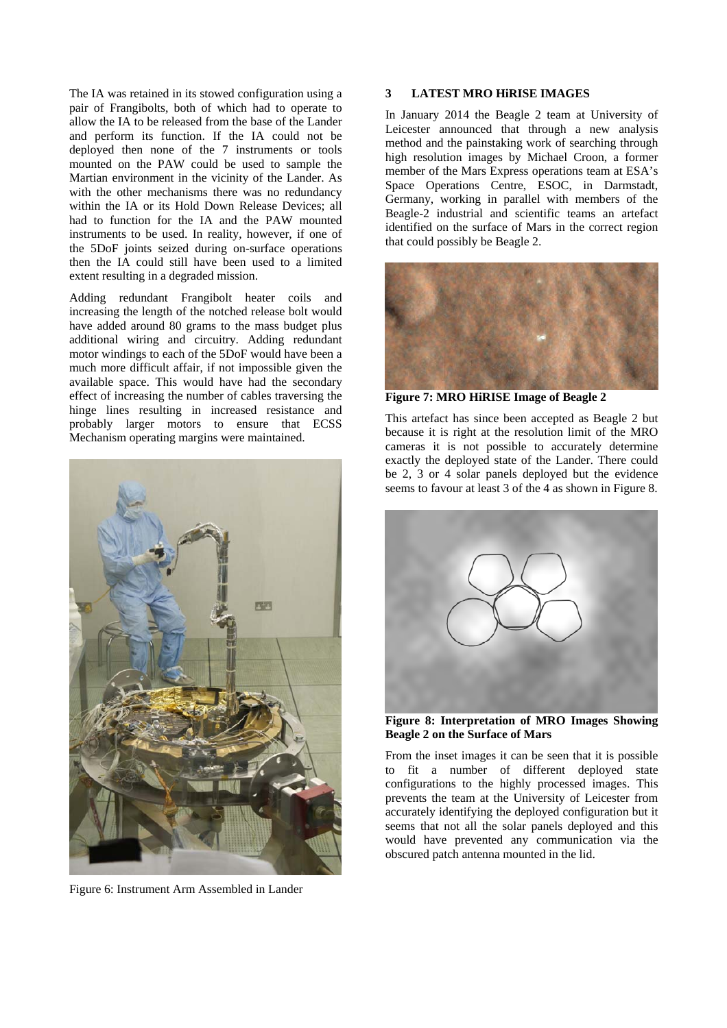The IA was retained in its stowed configuration using a pair of Frangibolts, both of which had to operate to allow the IA to be released from the base of the Lander and perform its function. If the IA could not be deployed then none of the 7 instruments or tools mounted on the PAW could be used to sample the Martian environment in the vicinity of the Lander. As with the other mechanisms there was no redundancy within the IA or its Hold Down Release Devices; all had to function for the IA and the PAW mounted instruments to be used. In reality, however, if one of the 5DoF joints seized during on-surface operations then the IA could still have been used to a limited extent resulting in a degraded mission.

Adding redundant Frangibolt heater coils and increasing the length of the notched release bolt would have added around 80 grams to the mass budget plus additional wiring and circuitry. Adding redundant motor windings to each of the 5DoF would have been a much more difficult affair, if not impossible given the available space. This would have had the secondary effect of increasing the number of cables traversing the hinge lines resulting in increased resistance and probably larger motors to ensure that ECSS Mechanism operating margins were maintained.

Figure 6: Instrument Arm Assembled in Lander

## 3 LATEST MRO HiRISE IMAGES

In January 2014 the Beagle 2 team at University of Leicester announced that through a new analysis method and the painstaking work of searching through high resolution images by Michael Croon, a former member of the Mars Express operations team at ESA's Space Operations Centre, ESOC, in Darmstadt, Germany, working in parallel with members of the Beagle-2 industrial and scientific teams an artefact identified on the surface of Mars in the correct region that could possibly be Beagle 2.

**Figure 7: MRO HiRISE Image of Beagle 2**

This artefact has since been accepted as Beagle 2 but because it is right at the resolution limit of the MRO cameras it is not possible to accurately determine exactly the deployed state of the Lander. There could be 2, 3 or 4 solar panels deployed but the evidence seems to favour at least 3 of the 4 as shown in Figure 8.

**Figure 8: Interpretation of MRO Images Showing Beagle 2 on the Surface of Mars**

From the inset images it can be seen that it is possible to fit a number of different deployed state configurations to the highly processed images. This prevents the team at the University of Leicester from accurately identifying the deployed configuration but it seems that not all the solar panels deployed and this would have prevented any communication via the obscured patch antenna mounted in the lid.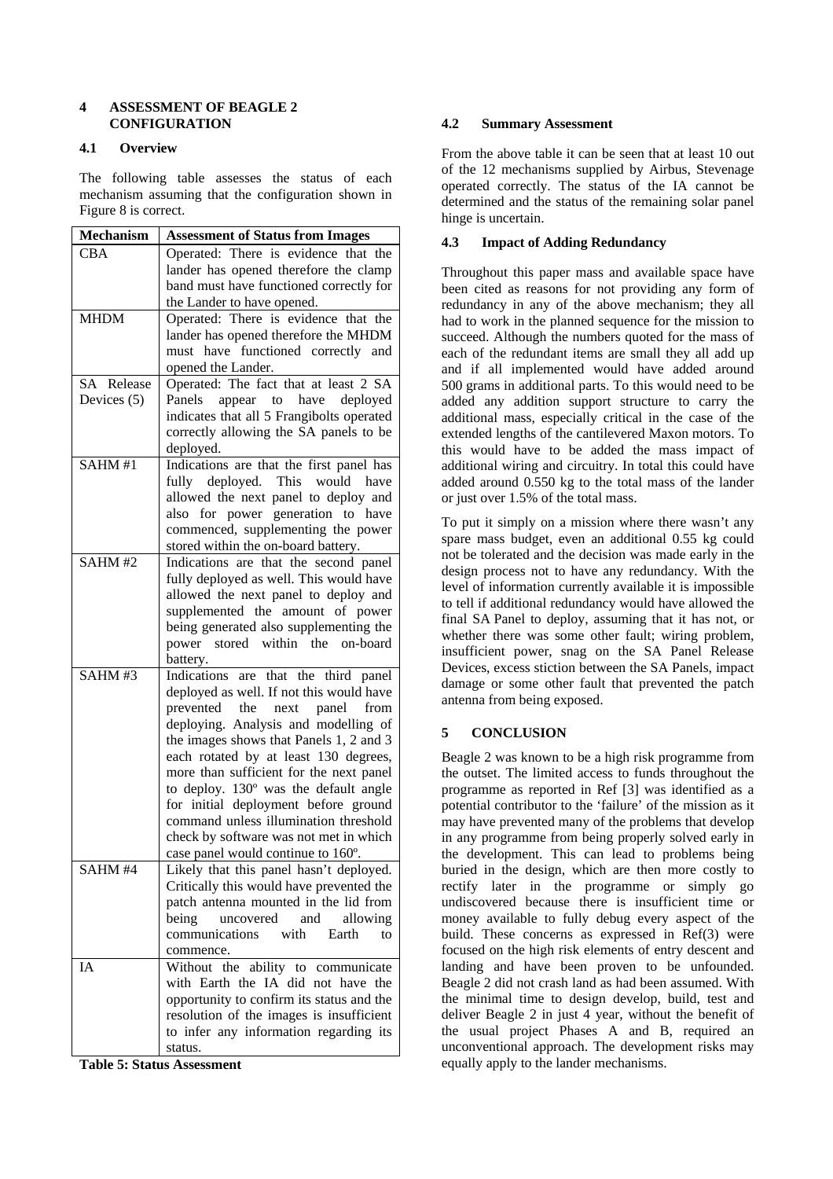## 4 ASSESSMENT OF BEAGLE 2 CONFIGURATION

### 4.1 Overview

The following table assesses the status of each mechanism assuming that the configuration shown in Figure 8 is correct.

| Mechanism | Assessment of Status from Images |
|---|---|
| CBA | Operated: There is evidence that the lander has opened therefore the clamp band must have functioned correctly for the Lander to have opened. |
| MHDM | Operated: There is evidence that the lander has opened therefore the MHDM must have functioned correctly and opened the Lander. |
| SA Release Devices (5) | Operated: The fact that at least 2 SA Panels appear to have deployed indicates that all 5 Frangibolts operated correctly allowing the SA panels to be deployed. |
| SAHM #1 | Indications are that the first panel has fully deployed. This would have allowed the next panel to deploy and also for power generation to have commenced, supplementing the power stored within the on-board battery. |
| SAHM #2 | Indications are that the second panel fully deployed as well. This would have allowed the next panel to deploy and supplemented the amount of power being generated also supplementing the power stored within the on-board battery. |
| SAHM #3 | Indications are that the third panel deployed as well. If not this would have prevented the next panel from deploying. Analysis and modelling of the images shows that Panels 1, 2 and 3 each rotated by at least 130 degrees, more than sufficient for the next panel to deploy. 130º was the default angle for initial deployment before ground command unless illumination threshold check by software was not met in which case panel would continue to 160º. |
| SAHM #4 | Likely that this panel hasn't deployed. Critically this would have prevented the patch antenna mounted in the lid from being uncovered and allowing communications with Earth to commence. |
| IA | Without the ability to communicate with Earth the IA did not have the opportunity to confirm its status and the resolution of the images is insufficient to infer any information regarding its status. |

**Table 5: Status Assessment**

### 4.2 Summary Assessment

From the above table it can be seen that at least 10 out of the 12 mechanisms supplied by Airbus, Stevenage operated correctly. The status of the IA cannot be determined and the status of the remaining solar panel hinge is uncertain.

### 4.3 Impact of Adding Redundancy

Throughout this paper mass and available space have been cited as reasons for not providing any form of redundancy in any of the above mechanism; they all had to work in the planned sequence for the mission to succeed. Although the numbers quoted for the mass of each of the redundant items are small they all add up and if all implemented would have added around 500 grams in additional parts. To this would need to be added any addition support structure to carry the additional mass, especially critical in the case of the extended lengths of the cantilevered Maxon motors. To this would have to be added the mass impact of additional wiring and circuitry. In total this could have added around 0.550 kg to the total mass of the lander or just over 1.5% of the total mass.

To put it simply on a mission where there wasn't any spare mass budget, even an additional 0.55 kg could not be tolerated and the decision was made early in the design process not to have any redundancy. With the level of information currently available it is impossible to tell if additional redundancy would have allowed the final SA Panel to deploy, assuming that it has not, or whether there was some other fault; wiring problem, insufficient power, snag on the SA Panel Release Devices, excess stiction between the SA Panels, impact damage or some other fault that prevented the patch antenna from being exposed.

## 5 CONCLUSION

Beagle 2 was known to be a high risk programme from the outset. The limited access to funds throughout the programme as reported in Ref [3] was identified as a potential contributor to the 'failure' of the mission as it may have prevented many of the problems that develop in any programme from being properly solved early in the development. This can lead to problems being buried in the design, which are then more costly to rectify later in the programme or simply go undiscovered because there is insufficient time or money available to fully debug every aspect of the build. These concerns as expressed in Ref(3) were focused on the high risk elements of entry descent and landing and have been proven to be unfounded. Beagle 2 did not crash land as had been assumed. With the minimal time to design develop, build, test and deliver Beagle 2 in just 4 year, without the benefit of the usual project Phases A and B, required an unconventional approach. The development risks may equally apply to the lander mechanisms.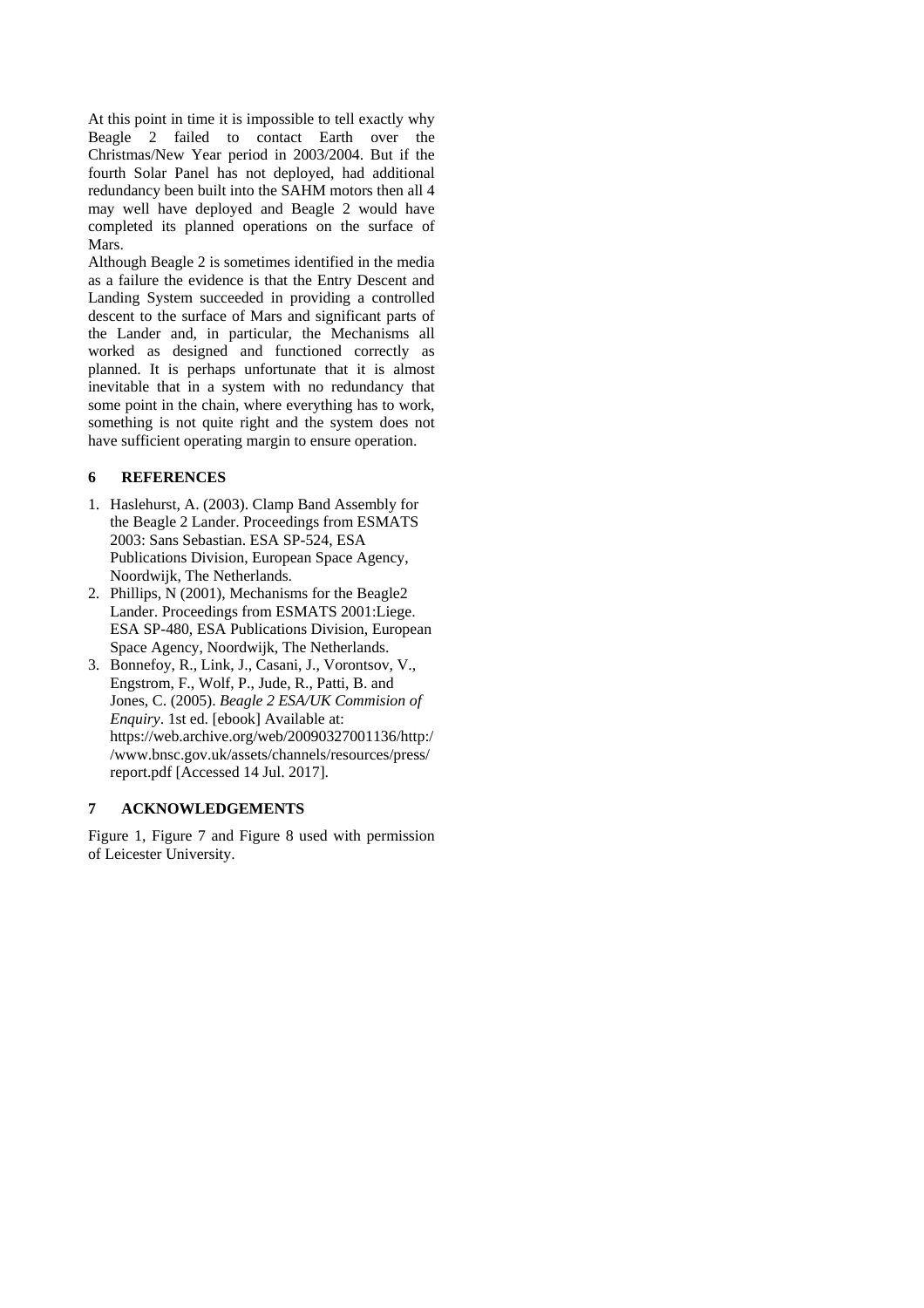At this point in time it is impossible to tell exactly why Beagle 2 failed to contact Earth over the Christmas/New Year period in 2003/2004. But if the fourth Solar Panel has not deployed, had additional redundancy been built into the SAHM motors then all 4 may well have deployed and Beagle 2 would have completed its planned operations on the surface of Mars.

Although Beagle 2 is sometimes identified in the media as a failure the evidence is that the Entry Descent and Landing System succeeded in providing a controlled descent to the surface of Mars and significant parts of the Lander and, in particular, the Mechanisms all worked as designed and functioned correctly as planned. It is perhaps unfortunate that it is almost inevitable that in a system with no redundancy that some point in the chain, where everything has to work, something is not quite right and the system does not have sufficient operating margin to ensure operation.

## 6 REFERENCES

1. Haslehurst, A. (2003). Clamp Band Assembly for the Beagle 2 Lander. Proceedings from ESMATS 2003: Sans Sebastian. ESA SP-524, ESA Publications Division, European Space Agency, Noordwijk, The Netherlands.
2. Phillips, N (2001), Mechanisms for the Beagle2 Lander. Proceedings from ESMATS 2001:Liege. ESA SP-480, ESA Publications Division, European Space Agency, Noordwijk, The Netherlands.
3. Bonnefoy, R., Link, J., Casani, J., Vorontsov, V., Engstrom, F., Wolf, P., Jude, R., Patti, B. and Jones, C. (2005). *Beagle 2 ESA/UK Commision of Enquiry*. 1st ed. [ebook] Available at: https://web.archive.org/web/20090327001136/http://www.bnsc.gov.uk/assets/channels/resources/press/report.pdf [Accessed 14 Jul. 2017].

## 7 ACKNOWLEDGEMENTS

Figure 1, Figure 7 and Figure 8 used with permission of Leicester University.